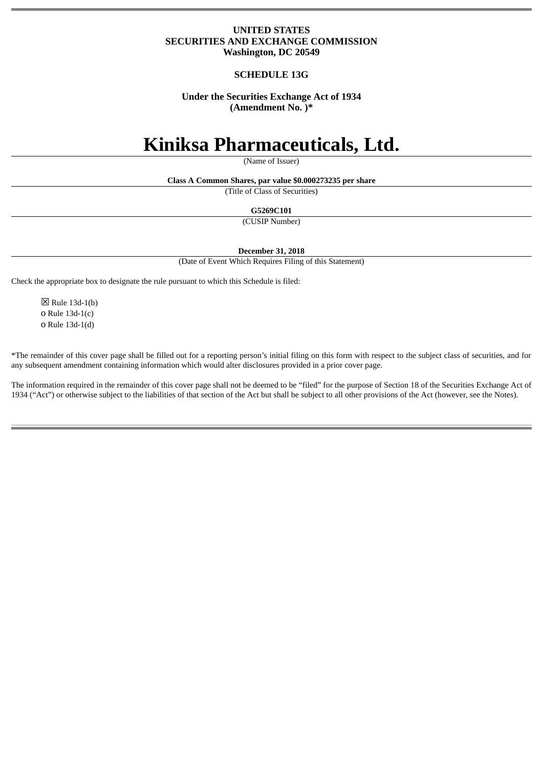**UNITED STATES**
**SECURITIES AND EXCHANGE COMMISSION**
**Washington, DC 20549**

**SCHEDULE 13G**

**Under the Securities Exchange Act of 1934**
**(Amendment No. )***

# Kiniksa Pharmaceuticals, Ltd.

(Name of Issuer)

**Class A Common Shares, par value $0.000273235 per share**

(Title of Class of Securities)

**G5269C101**

(CUSIP Number)

**December 31, 2018**

(Date of Event Which Requires Filing of this Statement)

Check the appropriate box to designate the rule pursuant to which this Schedule is filed:

☒ Rule 13d-1(b)
o Rule 13d-1(c)
o Rule 13d-1(d)

*The remainder of this cover page shall be filled out for a reporting person's initial filing on this form with respect to the subject class of securities, and for any subsequent amendment containing information which would alter disclosures provided in a prior cover page.

The information required in the remainder of this cover page shall not be deemed to be "filed" for the purpose of Section 18 of the Securities Exchange Act of 1934 ("Act") or otherwise subject to the liabilities of that section of the Act but shall be subject to all other provisions of the Act (however, see the Notes).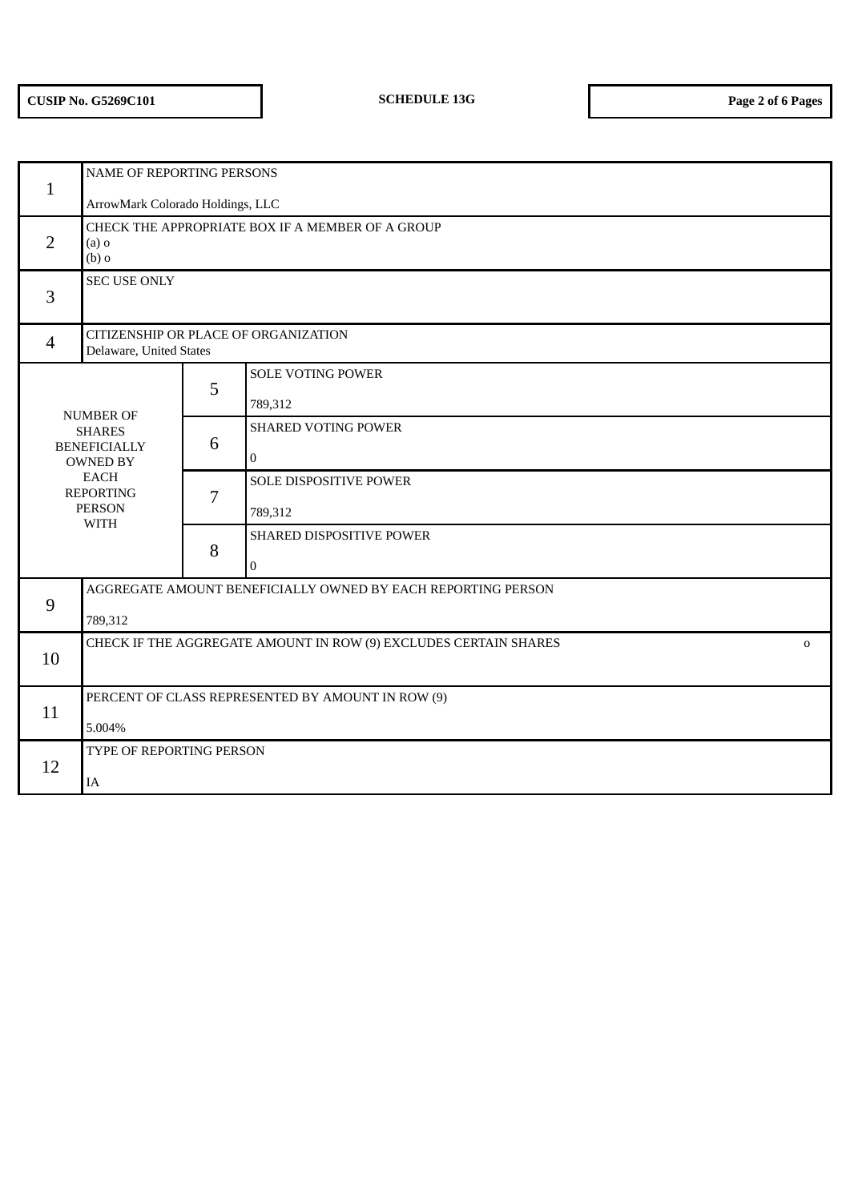CUSIP No. G5269C101

SCHEDULE 13G

| | | | |
|---|---|---|---|
| 1 | NAME OF REPORTING PERSONS<br><br>ArrowMark Colorado Holdings, LLC | | |
| 2 | CHECK THE APPROPRIATE BOX IF A MEMBER OF A GROUP<br>(a) o<br>(b) o | | |
| 3 | SEC USE ONLY | | |
| 4 | CITIZENSHIP OR PLACE OF ORGANIZATION<br>Delaware, United States | | |
| NUMBER OF SHARES BENEFICIALLY OWNED BY EACH REPORTING PERSON WITH | | 5 | SOLE VOTING POWER<br><br>789,312 |
| | | 6 | SHARED VOTING POWER<br><br>0 |
| | | 7 | SOLE DISPOSITIVE POWER<br><br>789,312 |
| | | 8 | SHARED DISPOSITIVE POWER<br><br>0 |
| 9 | AGGREGATE AMOUNT BENEFICIALLY OWNED BY EACH REPORTING PERSON<br><br>789,312 | | |
| 10 | CHECK IF THE AGGREGATE AMOUNT IN ROW (9) EXCLUDES CERTAIN SHARES o | | |
| 11 | PERCENT OF CLASS REPRESENTED BY AMOUNT IN ROW (9)<br><br>5.004% | | |
| 12 | TYPE OF REPORTING PERSON<br><br>IA | | |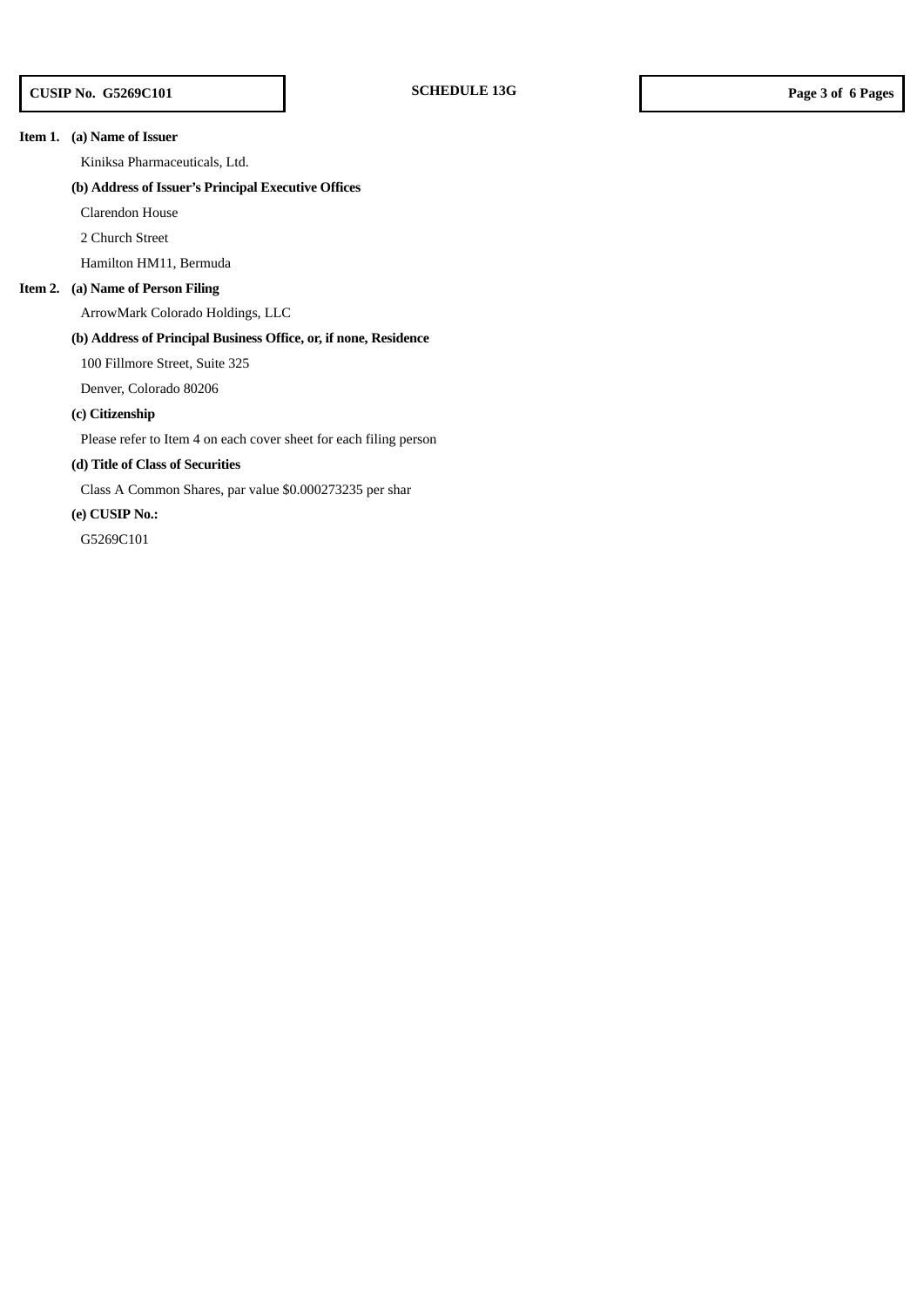**Item 1. (a) Name of Issuer**

Kiniksa Pharmaceuticals, Ltd.

**(b) Address of Issuer's Principal Executive Offices**

Clarendon House

2 Church Street

Hamilton HM11, Bermuda

**Item 2. (a) Name of Person Filing**

ArrowMark Colorado Holdings, LLC

**(b) Address of Principal Business Office, or, if none, Residence**

100 Fillmore Street, Suite 325

Denver, Colorado 80206

**(c) Citizenship**

Please refer to Item 4 on each cover sheet for each filing person

**(d) Title of Class of Securities**

Class A Common Shares, par value $0.000273235 per shar

**(e) CUSIP No.:**

G5269C101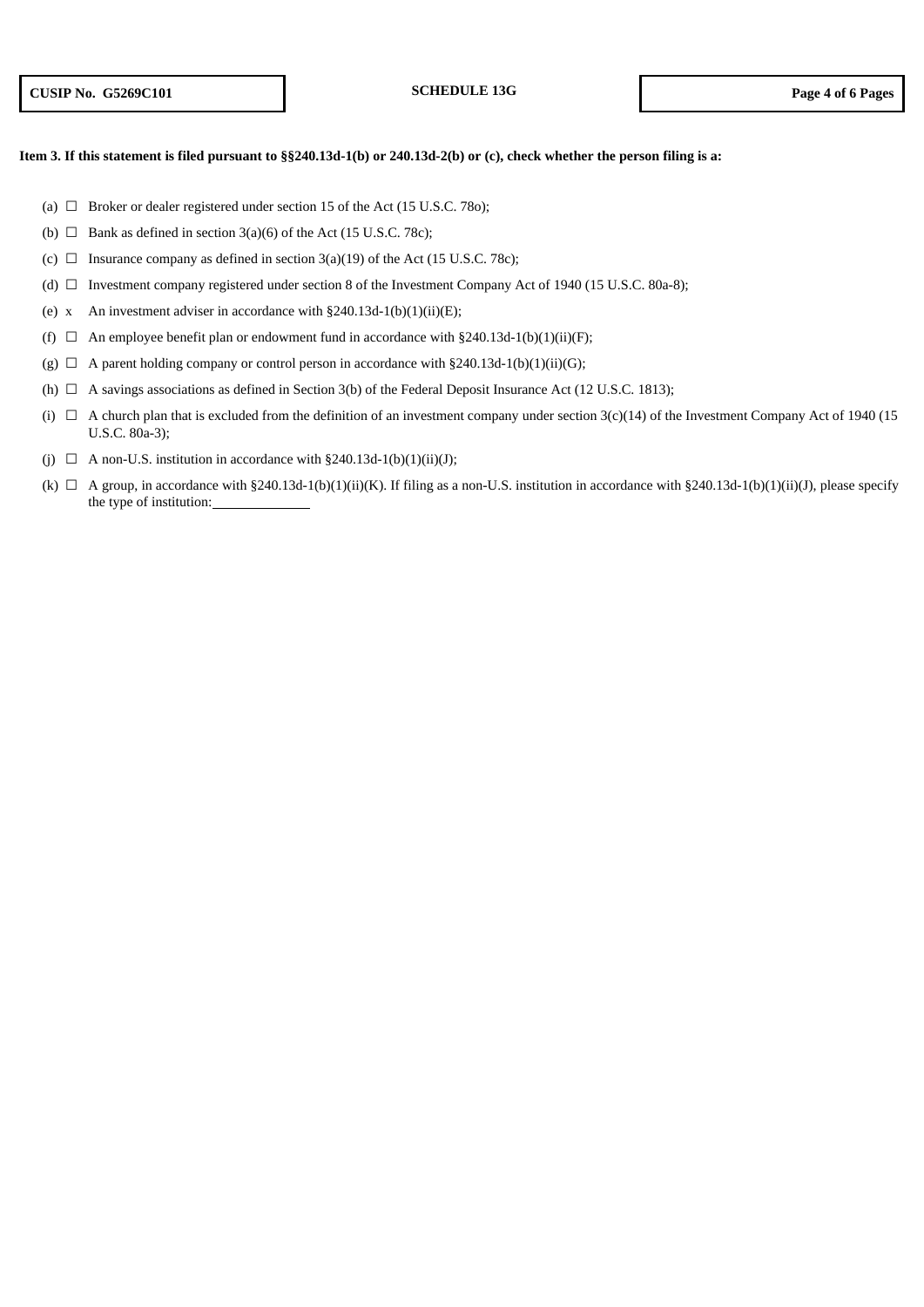**Item 3. If this statement is filed pursuant to §§240.13d-1(b) or 240.13d-2(b) or (c), check whether the person filing is a:**

(a) ☐ Broker or dealer registered under section 15 of the Act (15 U.S.C. 78o);

(b) ☐ Bank as defined in section 3(a)(6) of the Act (15 U.S.C. 78c);

(c) ☐ Insurance company as defined in section 3(a)(19) of the Act (15 U.S.C. 78c);

(d) ☐ Investment company registered under section 8 of the Investment Company Act of 1940 (15 U.S.C. 80a-8);

(e) x An investment adviser in accordance with §240.13d-1(b)(1)(ii)(E);

(f) ☐ An employee benefit plan or endowment fund in accordance with §240.13d-1(b)(1)(ii)(F);

(g) ☐ A parent holding company or control person in accordance with §240.13d-1(b)(1)(ii)(G);

(h) ☐ A savings associations as defined in Section 3(b) of the Federal Deposit Insurance Act (12 U.S.C. 1813);

(i) ☐ A church plan that is excluded from the definition of an investment company under section 3(c)(14) of the Investment Company Act of 1940 (15 U.S.C. 80a-3);

(j) ☐ A non-U.S. institution in accordance with §240.13d-1(b)(1)(ii)(J);

(k) ☐ A group, in accordance with §240.13d-1(b)(1)(ii)(K). If filing as a non-U.S. institution in accordance with §240.13d-1(b)(1)(ii)(J), please specify the type of institution: ____________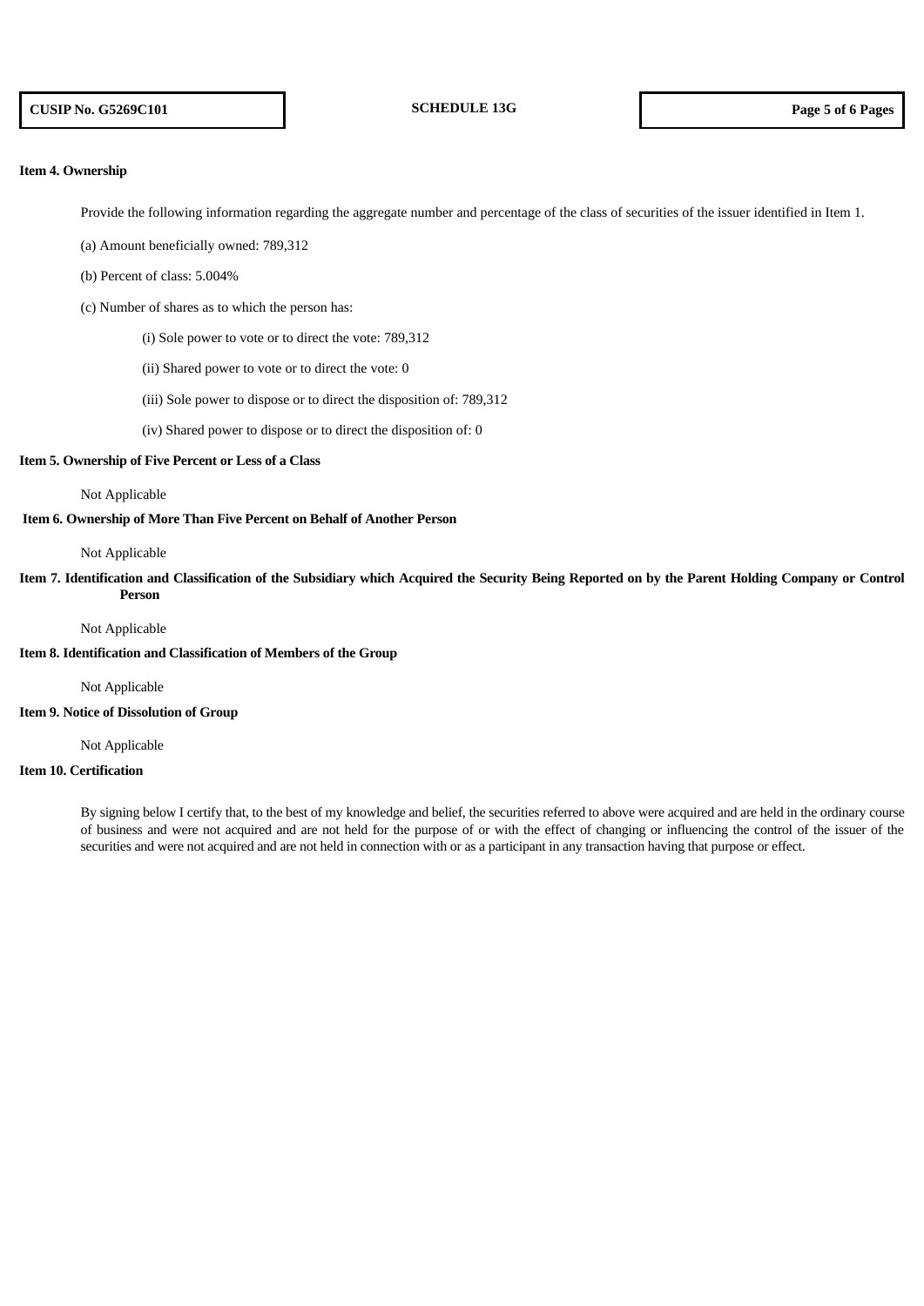**Item 4. Ownership**

Provide the following information regarding the aggregate number and percentage of the class of securities of the issuer identified in Item 1.

(a) Amount beneficially owned: 789,312

(b) Percent of class: 5.004%

(c) Number of shares as to which the person has:

(i) Sole power to vote or to direct the vote: 789,312

(ii) Shared power to vote or to direct the vote: 0

(iii) Sole power to dispose or to direct the disposition of: 789,312

(iv) Shared power to dispose or to direct the disposition of: 0

**Item 5. Ownership of Five Percent or Less of a Class**

Not Applicable

**Item 6. Ownership of More Than Five Percent on Behalf of Another Person**

Not Applicable

**Item 7. Identification and Classification of the Subsidiary which Acquired the Security Being Reported on by the Parent Holding Company or Control Person**

Not Applicable

**Item 8. Identification and Classification of Members of the Group**

Not Applicable

**Item 9. Notice of Dissolution of Group**

Not Applicable

**Item 10. Certification**

By signing below I certify that, to the best of my knowledge and belief, the securities referred to above were acquired and are held in the ordinary course of business and were not acquired and are not held for the purpose of or with the effect of changing or influencing the control of the issuer of the securities and were not acquired and are not held in connection with or as a participant in any transaction having that purpose or effect.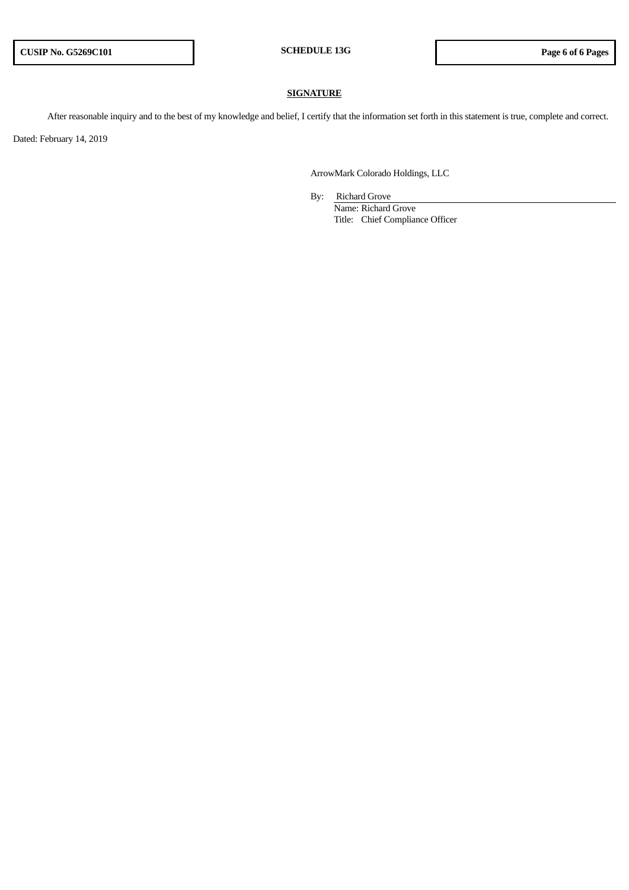## SIGNATURE

After reasonable inquiry and to the best of my knowledge and belief, I certify that the information set forth in this statement is true, complete and correct.

Dated: February 14, 2019

ArrowMark Colorado Holdings, LLC

By: Richard Grove

Name: Richard Grove

Title: Chief Compliance Officer